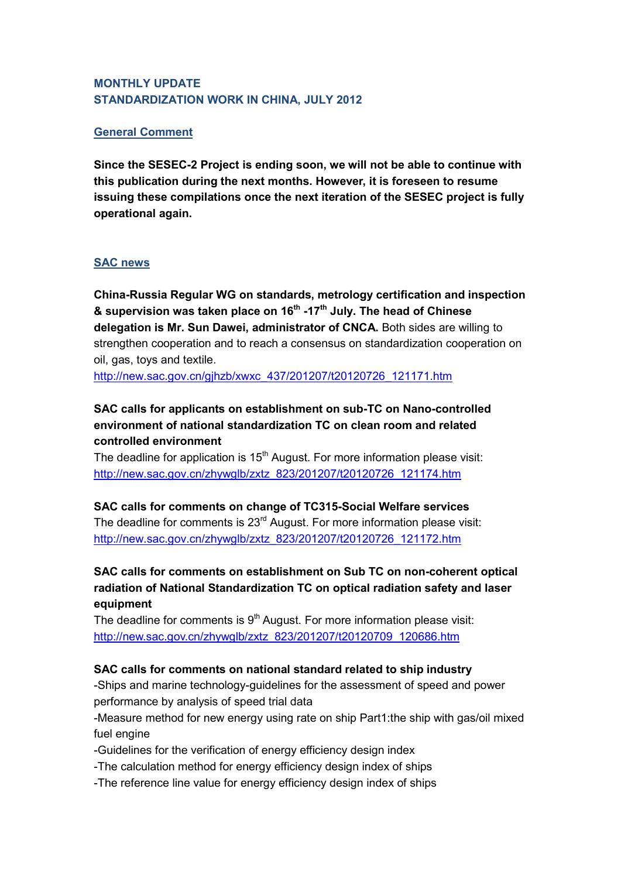# MONTHLY UPDATE
# STANDARDIZATION WORK IN CHINA, JULY 2012

## General Comment

**Since the SESEC-2 Project is ending soon, we will not be able to continue with this publication during the next months. However, it is foreseen to resume issuing these compilations once the next iteration of the SESEC project is fully operational again.**

## SAC news

**China-Russia Regular WG on standards, metrology certification and inspection & supervision was taken place on 16th -17th July. The head of Chinese delegation is Mr. Sun Dawei, administrator of CNCA.** Both sides are willing to strengthen cooperation and to reach a consensus on standardization cooperation on oil, gas, toys and textile.
http://new.sac.gov.cn/gjhzb/xwxc_437/201207/t20120726_121171.htm

**SAC calls for applicants on establishment on sub-TC on Nano-controlled environment of national standardization TC on clean room and related controlled environment**
The deadline for application is 15th August. For more information please visit:
http://new.sac.gov.cn/zhywglb/zxtz_823/201207/t20120726_121174.htm

**SAC calls for comments on change of TC315-Social Welfare services**
The deadline for comments is 23rd August. For more information please visit:
http://new.sac.gov.cn/zhywglb/zxtz_823/201207/t20120726_121172.htm

**SAC calls for comments on establishment on Sub TC on non-coherent optical radiation of National Standardization TC on optical radiation safety and laser equipment**
The deadline for comments is 9th August. For more information please visit:
http://new.sac.gov.cn/zhywglb/zxtz_823/201207/t20120709_120686.htm

**SAC calls for comments on national standard related to ship industry**
-Ships and marine technology-guidelines for the assessment of speed and power performance by analysis of speed trial data
-Measure method for new energy using rate on ship Part1:the ship with gas/oil mixed fuel engine
-Guidelines for the verification of energy efficiency design index
-The calculation method for energy efficiency design index of ships
-The reference line value for energy efficiency design index of ships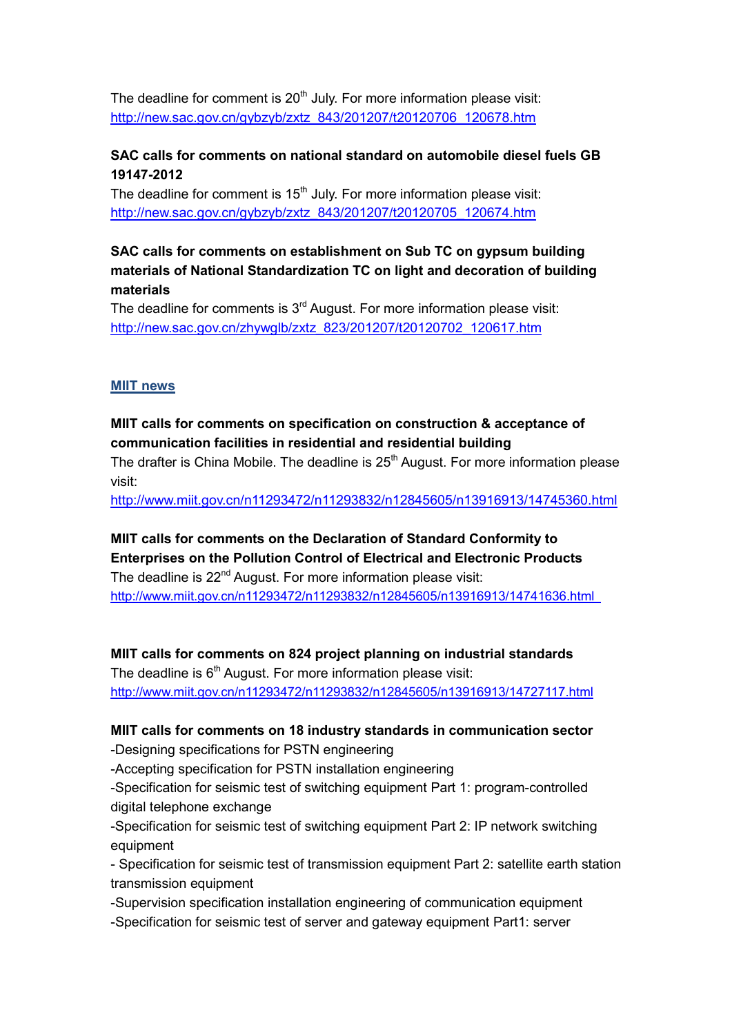The deadline for comment is 20th July. For more information please visit: http://new.sac.gov.cn/gybzyb/zxtz_843/201207/t20120706_120678.htm

**SAC calls for comments on national standard on automobile diesel fuels GB 19147-2012**

The deadline for comment is 15th July. For more information please visit: http://new.sac.gov.cn/gybzyb/zxtz_843/201207/t20120705_120674.htm

**SAC calls for comments on establishment on Sub TC on gypsum building materials of National Standardization TC on light and decoration of building materials**

The deadline for comments is 3rd August. For more information please visit: http://new.sac.gov.cn/zhywglb/zxtz_823/201207/t20120702_120617.htm

## MIIT news

**MIIT calls for comments on specification on construction & acceptance of communication facilities in residential and residential building**

The drafter is China Mobile. The deadline is 25th August. For more information please visit:
http://www.miit.gov.cn/n11293472/n11293832/n12845605/n13916913/14745360.html

**MIIT calls for comments on the Declaration of Standard Conformity to Enterprises on the Pollution Control of Electrical and Electronic Products**

The deadline is 22nd August. For more information please visit: http://www.miit.gov.cn/n11293472/n11293832/n12845605/n13916913/14741636.html

**MIIT calls for comments on 824 project planning on industrial standards**

The deadline is 6th August. For more information please visit: http://www.miit.gov.cn/n11293472/n11293832/n12845605/n13916913/14727117.html

**MIIT calls for comments on 18 industry standards in communication sector**

-Designing specifications for PSTN engineering

-Accepting specification for PSTN installation engineering

-Specification for seismic test of switching equipment Part 1: program-controlled digital telephone exchange

-Specification for seismic test of switching equipment Part 2: IP network switching equipment

- Specification for seismic test of transmission equipment Part 2: satellite earth station transmission equipment

-Supervision specification installation engineering of communication equipment

-Specification for seismic test of server and gateway equipment Part1: server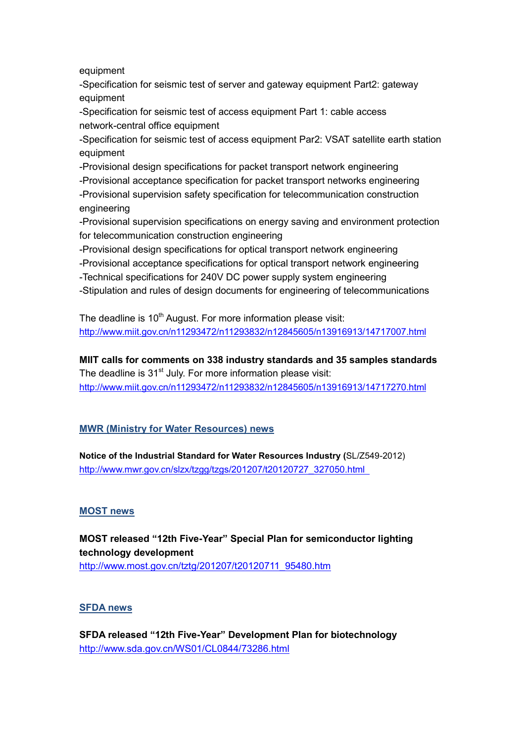equipment

-Specification for seismic test of server and gateway equipment Part2: gateway equipment

-Specification for seismic test of access equipment Part 1: cable access network-central office equipment

-Specification for seismic test of access equipment Par2: VSAT satellite earth station equipment

-Provisional design specifications for packet transport network engineering

-Provisional acceptance specification for packet transport networks engineering

-Provisional supervision safety specification for telecommunication construction engineering

-Provisional supervision specifications on energy saving and environment protection for telecommunication construction engineering

-Provisional design specifications for optical transport network engineering

-Provisional acceptance specifications for optical transport network engineering

-Technical specifications for 240V DC power supply system engineering

-Stipulation and rules of design documents for engineering of telecommunications

The deadline is 10th August. For more information please visit: http://www.miit.gov.cn/n11293472/n11293832/n12845605/n13916913/14717007.html

**MIIT calls for comments on 338 industry standards and 35 samples standards**

The deadline is 31st July. For more information please visit: http://www.miit.gov.cn/n11293472/n11293832/n12845605/n13916913/14717270.html

## MWR (Ministry for Water Resources) news

**Notice of the Industrial Standard for Water Resources Industry (**SL/Z549-2012)
http://www.mwr.gov.cn/slzx/tzgg/tzgs/201207/t20120727_327050.html

## MOST news

**MOST released "12th Five-Year" Special Plan for semiconductor lighting technology development**
http://www.most.gov.cn/tztg/201207/t20120711_95480.htm

## SFDA news

**SFDA released "12th Five-Year" Development Plan for biotechnology**
http://www.sda.gov.cn/WS01/CL0844/73286.html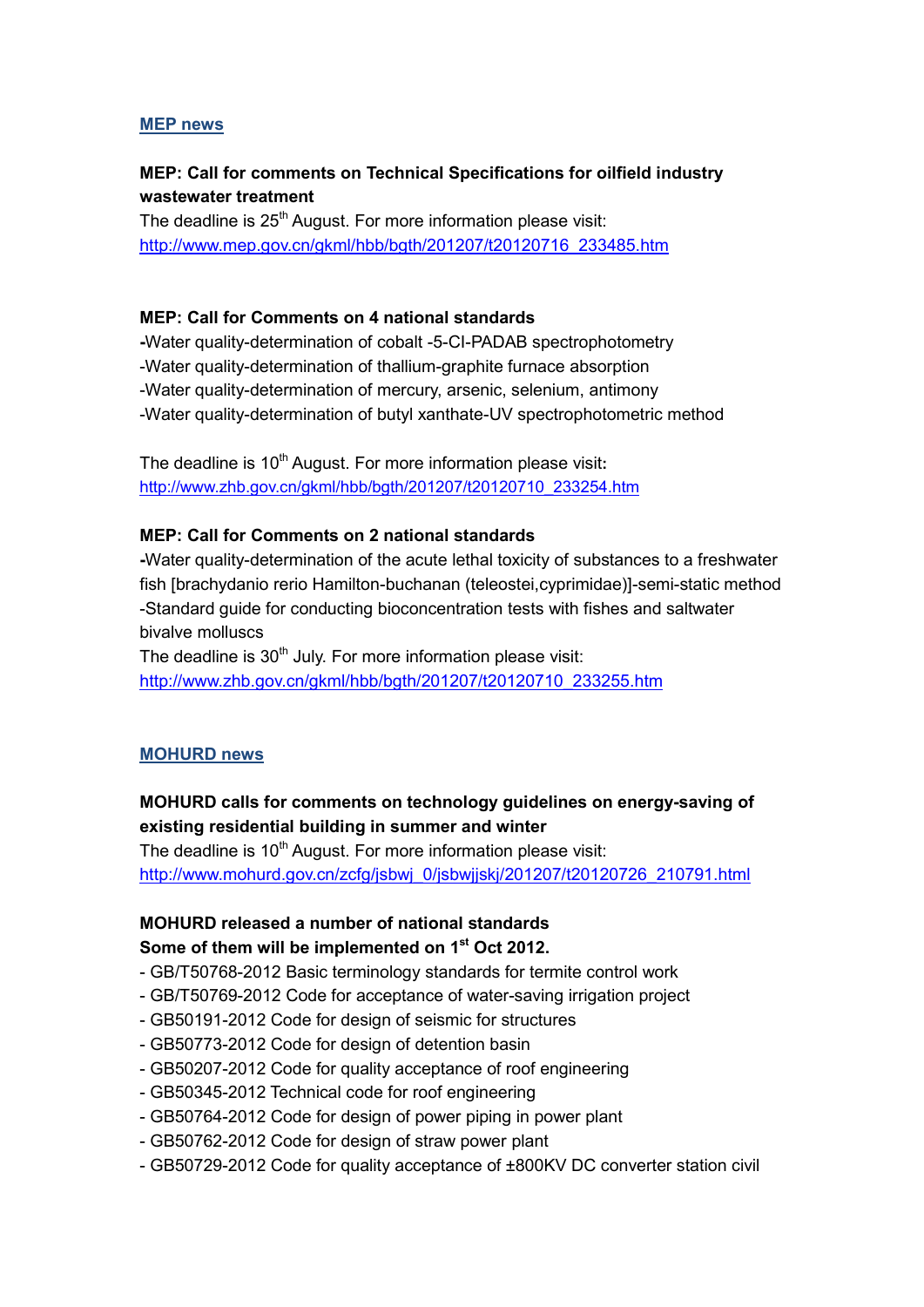## MEP news

**MEP: Call for comments on Technical Specifications for oilfield industry wastewater treatment**

The deadline is 25th August. For more information please visit: http://www.mep.gov.cn/gkml/hbb/bgth/201207/t20120716_233485.htm

**MEP: Call for Comments on 4 national standards**

-Water quality-determination of cobalt -5-Cl-PADAB spectrophotometry
-Water quality-determination of thallium-graphite furnace absorption
-Water quality-determination of mercury, arsenic, selenium, antimony
-Water quality-determination of butyl xanthate-UV spectrophotometric method

The deadline is 10th August. For more information please visit: http://www.zhb.gov.cn/gkml/hbb/bgth/201207/t20120710_233254.htm

**MEP: Call for Comments on 2 national standards**

-Water quality-determination of the acute lethal toxicity of substances to a freshwater fish [brachydanio rerio Hamilton-buchanan (teleostei,cyprimidae)]-semi-static method
-Standard guide for conducting bioconcentration tests with fishes and saltwater bivalve molluscs

The deadline is 30th July. For more information please visit: http://www.zhb.gov.cn/gkml/hbb/bgth/201207/t20120710_233255.htm

## MOHURD news

**MOHURD calls for comments on technology guidelines on energy-saving of existing residential building in summer and winter**

The deadline is 10th August. For more information please visit: http://www.mohurd.gov.cn/zcfg/jsbwj_0/jsbwjjskj/201207/t20120726_210791.html

**MOHURD released a number of national standards**
**Some of them will be implemented on 1st Oct 2012.**

- GB/T50768-2012 Basic terminology standards for termite control work
- GB/T50769-2012 Code for acceptance of water-saving irrigation project
- GB50191-2012 Code for design of seismic for structures
- GB50773-2012 Code for design of detention basin
- GB50207-2012 Code for quality acceptance of roof engineering
- GB50345-2012 Technical code for roof engineering
- GB50764-2012 Code for design of power piping in power plant
- GB50762-2012 Code for design of straw power plant
- GB50729-2012 Code for quality acceptance of ±800KV DC converter station civil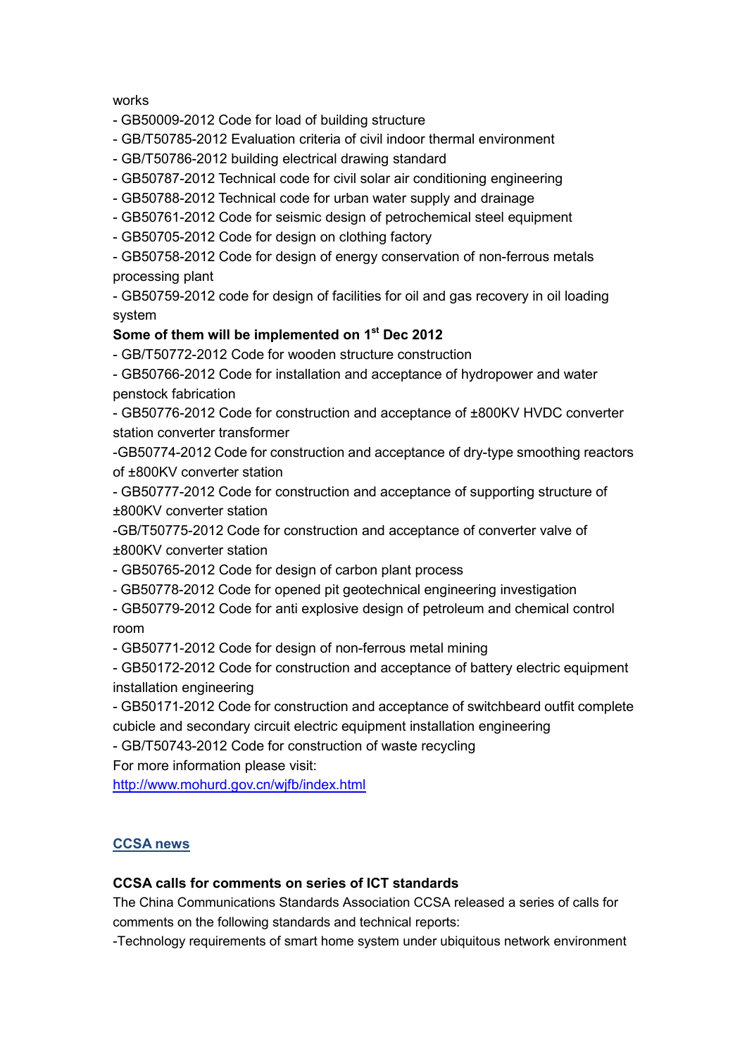works

- GB50009-2012 Code for load of building structure
- GB/T50785-2012 Evaluation criteria of civil indoor thermal environment
- GB/T50786-2012 building electrical drawing standard
- GB50787-2012 Technical code for civil solar air conditioning engineering
- GB50788-2012 Technical code for urban water supply and drainage
- GB50761-2012 Code for seismic design of petrochemical steel equipment
- GB50705-2012 Code for design on clothing factory
- GB50758-2012 Code for design of energy conservation of non-ferrous metals processing plant
- GB50759-2012 code for design of facilities for oil and gas recovery in oil loading system

**Some of them will be implemented on 1st Dec 2012**

- GB/T50772-2012 Code for wooden structure construction
- GB50766-2012 Code for installation and acceptance of hydropower and water penstock fabrication
- GB50776-2012 Code for construction and acceptance of ±800KV HVDC converter station converter transformer
- GB50774-2012 Code for construction and acceptance of dry-type smoothing reactors of ±800KV converter station
- GB50777-2012 Code for construction and acceptance of supporting structure of ±800KV converter station
- GB/T50775-2012 Code for construction and acceptance of converter valve of ±800KV converter station
- GB50765-2012 Code for design of carbon plant process
- GB50778-2012 Code for opened pit geotechnical engineering investigation
- GB50779-2012 Code for anti explosive design of petroleum and chemical control room
- GB50771-2012 Code for design of non-ferrous metal mining
- GB50172-2012 Code for construction and acceptance of battery electric equipment installation engineering
- GB50171-2012 Code for construction and acceptance of switchbeard outfit complete cubicle and secondary circuit electric equipment installation engineering
- GB/T50743-2012 Code for construction of waste recycling

For more information please visit:
http://www.mohurd.gov.cn/wjfb/index.html

## CCSA news

**CCSA calls for comments on series of ICT standards**

The China Communications Standards Association CCSA released a series of calls for comments on the following standards and technical reports:

-Technology requirements of smart home system under ubiquitous network environment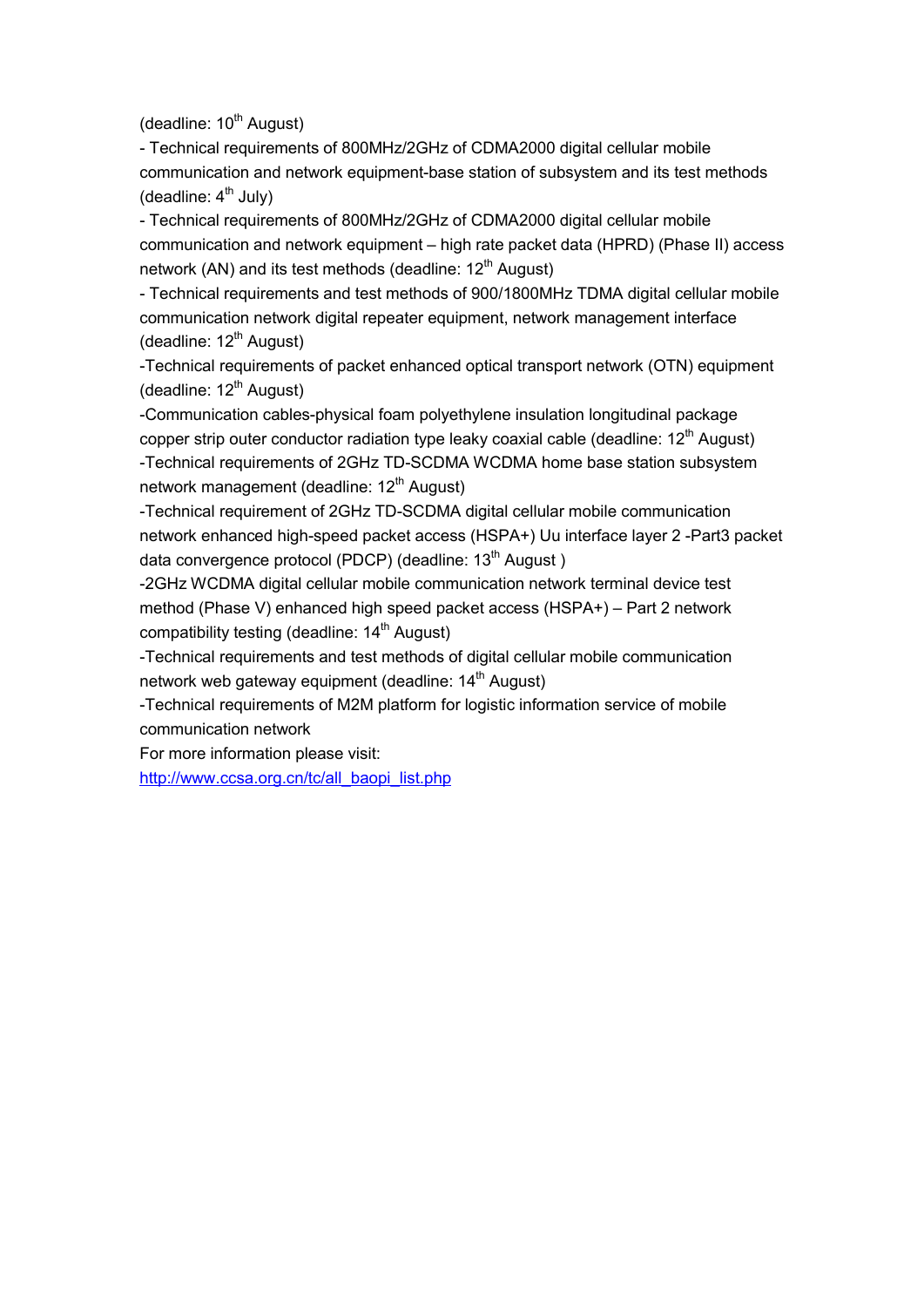(deadline: 10th August)

- Technical requirements of 800MHz/2GHz of CDMA2000 digital cellular mobile communication and network equipment-base station of subsystem and its test methods (deadline: 4th July)
- Technical requirements of 800MHz/2GHz of CDMA2000 digital cellular mobile communication and network equipment – high rate packet data (HPRD) (Phase II) access network (AN) and its test methods (deadline: 12th August)
- Technical requirements and test methods of 900/1800MHz TDMA digital cellular mobile communication network digital repeater equipment, network management interface (deadline: 12th August)
- Technical requirements of packet enhanced optical transport network (OTN) equipment (deadline: 12th August)
- Communication cables-physical foam polyethylene insulation longitudinal package copper strip outer conductor radiation type leaky coaxial cable (deadline: 12th August)
- Technical requirements of 2GHz TD-SCDMA WCDMA home base station subsystem network management (deadline: 12th August)
- Technical requirement of 2GHz TD-SCDMA digital cellular mobile communication network enhanced high-speed packet access (HSPA+) Uu interface layer 2 -Part3 packet data convergence protocol (PDCP) (deadline: 13th August )
- 2GHz WCDMA digital cellular mobile communication network terminal device test method (Phase V) enhanced high speed packet access (HSPA+) – Part 2 network compatibility testing (deadline: 14th August)
- Technical requirements and test methods of digital cellular mobile communication network web gateway equipment (deadline: 14th August)
- Technical requirements of M2M platform for logistic information service of mobile communication network

For more information please visit:
http://www.ccsa.org.cn/tc/all_baopi_list.php